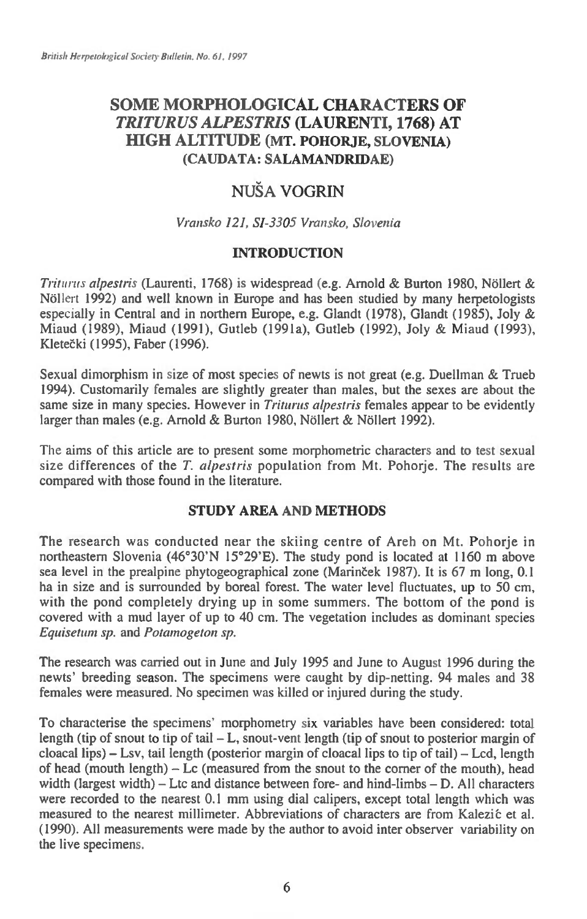# SOME MORPHOLOGICAL CHARACTERS OF *TRITURUS ALPESTRIS* (LAURENTI, 1768) AT HIGH ALTITUDE (MT. POHORJE, SLOVENIA) (CAUDATA: SALAMANDRIDAE)

## NUŠA VOGRIN

*Vransko 121, SI-3305 Vransko, Slovenia*

## INTRODUCTION

*Triturus alpestris* (Laurenti, 1768) is widespread (e.g. Arnold & Burton 1980, Nöllert & Nöllert 1992) and well known in Europe and has been studied by many herpetologists especially in Central and in northern Europe, e.g. Glandt (1978), Glandt (1985), Joly & Miaud (1989), Miaud (1991), Gutleb (1991a), Gutleb (1992), Joly & Miaud (1993), Kletečki (1995), Faber (1996).

Sexual dimorphism in size of most species of newts is not great (e.g. Duellman & Trueb 1994). Customarily females are slightly greater than males, but the sexes are about the same size in many species. However in *Triturus alpestris* females appear to be evidently larger than males (e.g. Arnold & Burton 1980, Nöllert & Nöllert 1992).

The aims of this article are to present some morphometric characters and to test sexual size differences of the *T. alpestris* population from Mt. Pohorje. The results are compared with those found in the literature.

## STUDY AREA AND METHODS

The research was conducted near the skiing centre of Areh on Mt. Pohorje in northeastern Slovenia (46°30'N 15°29'E). The study pond is located at 1160 m above sea level in the prealpine phytogeographical zone (Marinček 1987). It is 67 m long, 0.1 ha in size and is surrounded by boreal forest. The water level fluctuates, up to 50 cm, with the pond completely drying up in some summers. The bottom of the pond is covered with a mud layer of up to 40 cm. The vegetation includes as dominant species *Equisetum sp.* and *Potamogeton sp.*

The research was carried out in June and July 1995 and June to August 1996 during the newts' breeding season. The specimens were caught by dip-netting. 94 males and 38 females were measured. No specimen was killed or injured during the study.

To characterise the specimens' morphometry six variables have been considered: total length (tip of snout to tip of tail – L, snout-vent length (tip of snout to posterior margin of cloacal lips) – Lsv, tail length (posterior margin of cloacal lips to tip of tail) – Lcd, length of head (mouth length) – Lc (measured from the snout to the corner of the mouth), head width (largest width) – Ltc and distance between fore- and hind-limbs – D. All characters were recorded to the nearest 0.1 mm using dial calipers, except total length which was measured to the nearest millimeter. Abbreviations of characters are from Kalezić et al. (1990). All measurements were made by the author to avoid inter observer variability on the live specimens.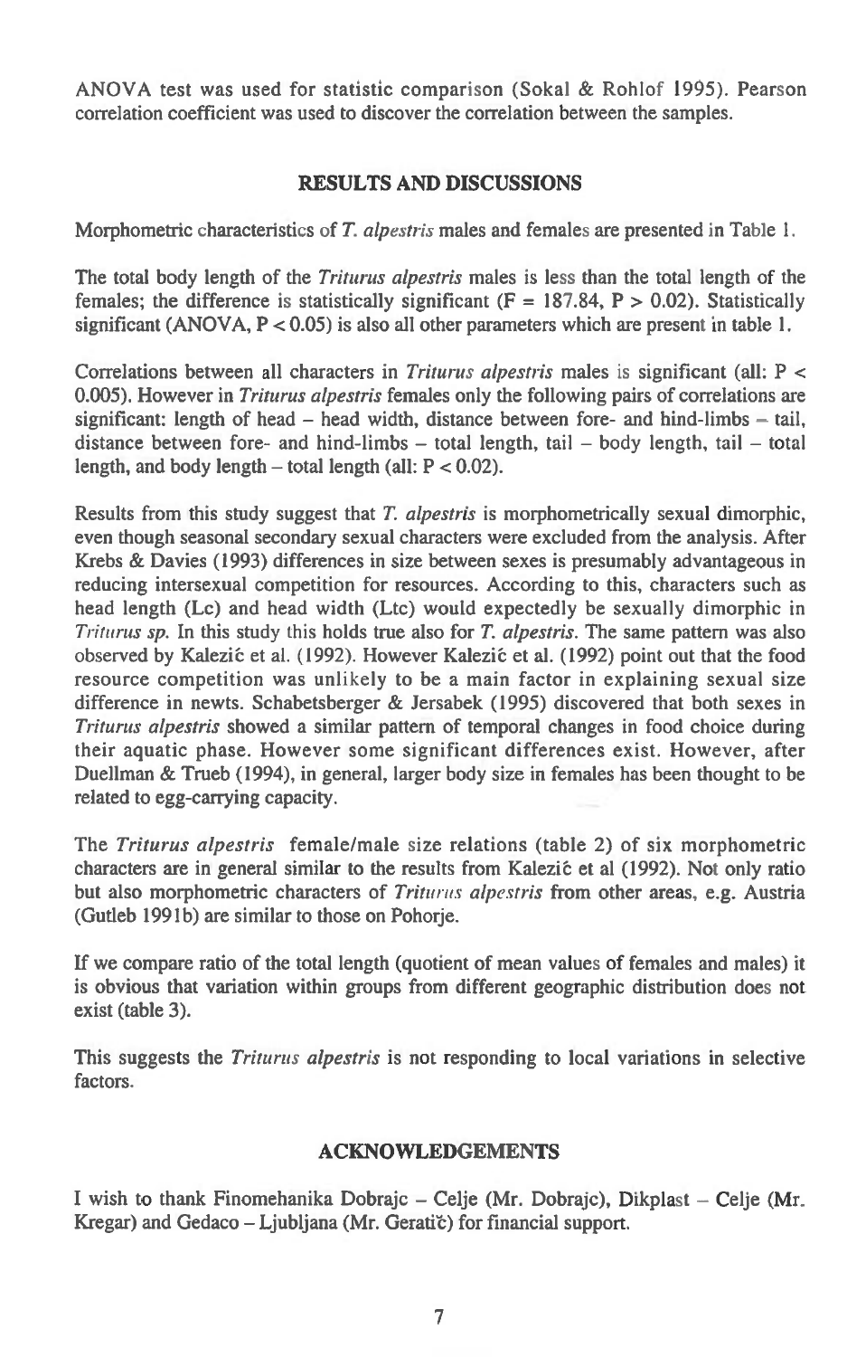ANOVA test was used for statistic comparison (Sokal & Rohlof 1995). Pearson correlation coefficient was used to discover the correlation between the samples.

## RESULTS AND DISCUSSIONS

Morphometric characteristics of *T. alpestris* males and females are presented in Table 1.

The total body length of the *Triturus alpestris* males is less than the total length of the females; the difference is statistically significant ($F = 187.84$, $P > 0.02$). Statistically significant (ANOVA, $P < 0.05$) is also all other parameters which are present in table 1.

Correlations between all characters in *Triturus alpestris* males is significant (all: $P < 0.005$). However in *Triturus alpestris* females only the following pairs of correlations are significant: length of head – head width, distance between fore- and hind-limbs – tail, distance between fore- and hind-limbs – total length, tail – body length, tail – total length, and body length – total length (all: $P < 0.02$).

Results from this study suggest that *T. alpestris* is morphometrically sexual dimorphic, even though seasonal secondary sexual characters were excluded from the analysis. After Krebs & Davies (1993) differences in size between sexes is presumably advantageous in reducing intersexual competition for resources. According to this, characters such as head length (Lc) and head width (Ltc) would expectedly be sexually dimorphic in *Triturus sp.* In this study this holds true also for *T. alpestris*. The same pattern was also observed by Kalezić et al. (1992). However Kalezić et al. (1992) point out that the food resource competition was unlikely to be a main factor in explaining sexual size difference in newts. Schabetsberger & Jersabek (1995) discovered that both sexes in *Triturus alpestris* showed a similar pattern of temporal changes in food choice during their aquatic phase. However some significant differences exist. However, after Duellman & Trueb (1994), in general, larger body size in females has been thought to be related to egg-carrying capacity.

The *Triturus alpestris* female/male size relations (table 2) of six morphometric characters are in general similar to the results from Kalezić et al (1992). Not only ratio but also morphometric characters of *Triturus alpestris* from other areas, e.g. Austria (Gutleb 1991b) are similar to those on Pohorje.

If we compare ratio of the total length (quotient of mean values of females and males) it is obvious that variation within groups from different geographic distribution does not exist (table 3).

This suggests the *Triturus alpestris* is not responding to local variations in selective factors.

## ACKNOWLEDGEMENTS

I wish to thank Finomehanika Dobrajc – Celje (Mr. Dobrajc), Dikplast – Celje (Mr. Kregar) and Gedaco – Ljubljana (Mr. Geratič) for financial support.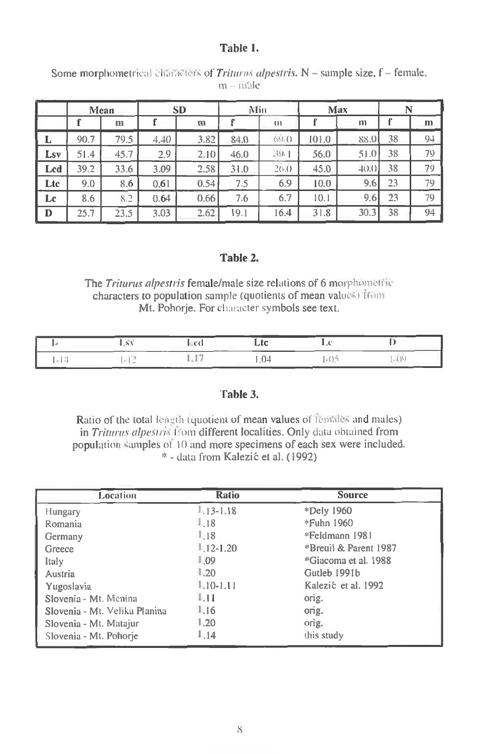**Table 1.**

Some morphometrical characters of *Triturus alpestris*. N – sample size, f – female, m – male

| | Mean | | SD | | Min | | Max | | N | |
|---|---|---|---|---|---|---|---|---|---|---|
| | f | m | f | m | f | m | f | m | f | m |
| **L** | 90.7 | 79.5 | 4.40 | 3.82 | 84.0 | 69.0 | 101.0 | 88.0 | 38 | 94 |
| **Lsv** | 51.4 | 45.7 | 2.9 | 2.10 | 46.0 | 39.1 | 56.0 | 51.0 | 38 | 79 |
| **Lcd** | 39.2 | 33.6 | 3.09 | 2.58 | 31.0 | 26.0 | 45.0 | 40.0 | 38 | 79 |
| **Ltc** | 9.0 | 8.6 | 0.61 | 0.54 | 7.5 | 6.9 | 10.0 | 9.6 | 23 | 79 |
| **Lc** | 8.6 | 8.2 | 0.64 | 0.66 | 7.6 | 6.7 | 10.1 | 9.6 | 23 | 79 |
| **D** | 25.7 | 23.5 | 3.03 | 2.62 | 19.1 | 16.4 | 31.8 | 30.3 | 38 | 94 |

**Table 2.**

The *Triturus alpestris* female/male size relations of 6 morphometric characters to population sample (quotients of mean values) from Mt. Pohorje. For character symbols see text.

| L | Lsv | Lcd | Ltc | Lc | D |
|---|---|---|---|---|---|
| 1.14 | 1.12 | 1.17 | 1.04 | 1.05 | 1.09 |

**Table 3.**

Ratio of the total length (quotient of mean values of females and males) in *Triturus alpestris* from different localities. Only data obtained from population samples of 10 and more specimens of each sex were included.
\* - data from Kalezić et al. (1992)

| Location | Ratio | Source |
|---|---|---|
| Hungary | 1.13-1.18 | *Dely 1960 |
| Romania | 1.18 | *Fuhn 1960 |
| Germany | 1.18 | *Feldmann 1981 |
| Greece | 1.12-1.20 | *Breuil & Parent 1987 |
| Italy | 1.09 | *Giacoma et al. 1988 |
| Austria | 1.20 | Gutleb 1991b |
| Yugoslavia | 1.10-1.11 | Kalezić et al. 1992 |
| Slovenia - Mt. Menina | 1.11 | orig. |
| Slovenia - Mt. Velika Planina | 1.16 | orig. |
| Slovenia - Mt. Matajur | 1.20 | orig. |
| Slovenia - Mt. Pohorje | 1.14 | this study |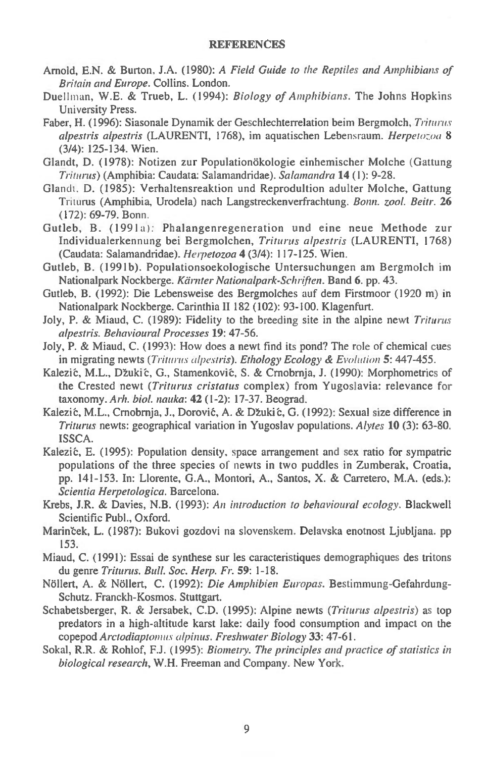## REFERENCES

Arnold, E.N. & Burton, J.A. (1980): *A Field Guide to the Reptiles and Amphibians of Britain and Europe*. Collins. London.

Duellman, W.E. & Trueb, L. (1994): *Biology of Amphibians*. The Johns Hopkins University Press.

Faber, H. (1996): Siasonale Dynamik der Geschlechterrelation beim Bergmolch, *Triturus alpestris alpestris* (LAURENTI, 1768), im aquatischen Lebensraum. *Herpetozoa* **8** (3/4): 125-134. Wien.

Glandt, D. (1978): Notizen zur Populationökologie einhemischer Molche (Gattung *Triturus*) (Amphibia: Caudata: Salamandridae). *Salamandra* **14** (1): 9-28.

Glandt, D. (1985): Verhaltensreaktion und Reprodultion adulter Molche, Gattung Triturus (Amphibia, Urodela) nach Langstreckenverfrachtung. *Bonn. zool. Beitr.* **26** (172): 69-79. Bonn.

Gutleb, B. (1991a): Phalangenregeneration und eine neue Methode zur Individualerkennung bei Bergmolchen, *Triturus alpestris* (LAURENTI, 1768) (Caudata: Salamandridae). *Herpetozoa* **4** (3/4): 117-125. Wien.

Gutleb, B. (1991b). Populationsoekologische Untersuchungen am Bergmolch im Nationalpark Nockberge. *Kärnter Nationalpark-Schriften*. Band **6**. pp. 43.

Gutleb, B. (1992): Die Lebensweise des Bergmolches auf dem Firstmoor (1920 m) in Nationalpark Nockberge. Carinthia II 182 (102): 93-100. Klagenfurt.

Joly, P. & Miaud, C. (1989): Fidelity to the breeding site in the alpine newt *Triturus alpestris*. *Behavioural Processes* **19**: 47-56.

Joly, P. & Miaud, C. (1993): How does a newt find its pond? The role of chemical cues in migrating newts (*Triturus alpestris*). *Ethology Ecology & Evolution* **5**: 447-455.

Kalezić, M.L., Džukić, G., Stamenković, S. & Crnobrnja, J. (1990): Morphometrics of the Crested newt (*Triturus cristatus* complex) from Yugoslavia: relevance for taxonomy. *Arh. biol. nauka*: **42** (1-2): 17-37. Beograd.

Kalezić, M.L., Crnobrnja, J., Dorović, A. & Džukić, G. (1992): Sexual size difference in *Triturus* newts: geographical variation in Yugoslav populations. *Alytes* **10** (3): 63-80. ISSCA.

Kalezić, E. (1995): Population density, space arrangement and sex ratio for sympatric populations of the three species of newts in two puddles in Zumberak, Croatia, pp. 141-153. In: Llorente, G.A., Montori, A., Santos, X. & Carretero, M.A. (eds.): *Scientia Herpetologica*. Barcelona.

Krebs, J.R. & Davies, N.B. (1993): *An introduction to behavioural ecology*. Blackwell Scientific Publ., Oxford.

Marinček, L. (1987): Bukovi gozdovi na slovenskem. Delavska enotnost Ljubljana. pp 153.

Miaud, C. (1991): Essai de synthese sur les caracteristiques demographiques des tritons du genre *Triturus*. *Bull. Soc. Herp. Fr.* **59**: 1-18.

Nöllert, A. & Nöllert, C. (1992): *Die Amphibien Europas*. Bestimmung-Gefahrdung-Schutz. Franckh-Kosmos. Stuttgart.

Schabetsberger, R. & Jersabek, C.D. (1995): Alpine newts (*Triturus alpestris*) as top predators in a high-altitude karst lake: daily food consumption and impact on the copepod *Arctodiaptomus alpinus*. *Freshwater Biology* **33**: 47-61.

Sokal, R.R. & Rohlof, F.J. (1995): *Biometry. The principles and practice of statistics in biological research*, W.H. Freeman and Company. New York.